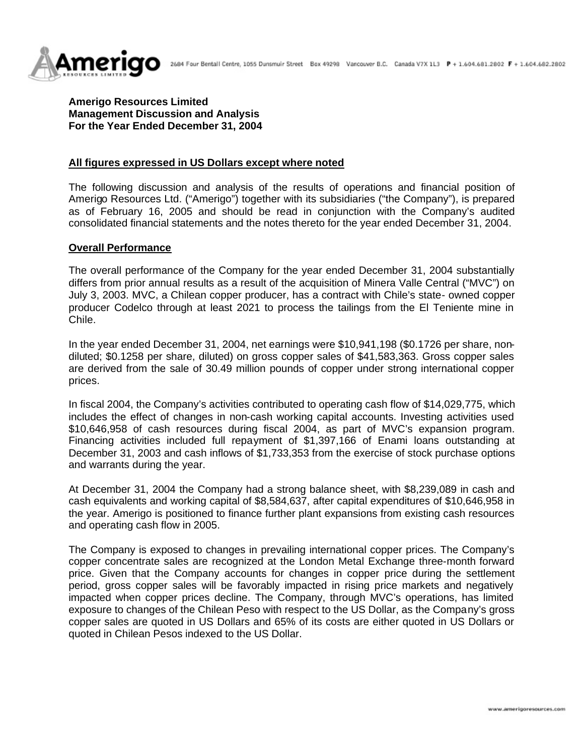**Amerigo Resources Limited**
**Management Discussion and Analysis**
**For the Year Ended December 31, 2004**

**All figures expressed in US Dollars except where noted**

The following discussion and analysis of the results of operations and financial position of Amerigo Resources Ltd. ("Amerigo") together with its subsidiaries ("the Company"), is prepared as of February 16, 2005 and should be read in conjunction with the Company's audited consolidated financial statements and the notes thereto for the year ended December 31, 2004.

**Overall Performance**

The overall performance of the Company for the year ended December 31, 2004 substantially differs from prior annual results as a result of the acquisition of Minera Valle Central ("MVC") on July 3, 2003. MVC, a Chilean copper producer, has a contract with Chile's state- owned copper producer Codelco through at least 2021 to process the tailings from the El Teniente mine in Chile.

In the year ended December 31, 2004, net earnings were $10,941,198 ($0.1726 per share, non-diluted; $0.1258 per share, diluted) on gross copper sales of $41,583,363. Gross copper sales are derived from the sale of 30.49 million pounds of copper under strong international copper prices.

In fiscal 2004, the Company's activities contributed to operating cash flow of $14,029,775, which includes the effect of changes in non-cash working capital accounts. Investing activities used $10,646,958 of cash resources during fiscal 2004, as part of MVC's expansion program. Financing activities included full repayment of $1,397,166 of Enami loans outstanding at December 31, 2003 and cash inflows of $1,733,353 from the exercise of stock purchase options and warrants during the year.

At December 31, 2004 the Company had a strong balance sheet, with $8,239,089 in cash and cash equivalents and working capital of $8,584,637, after capital expenditures of $10,646,958 in the year. Amerigo is positioned to finance further plant expansions from existing cash resources and operating cash flow in 2005.

The Company is exposed to changes in prevailing international copper prices. The Company's copper concentrate sales are recognized at the London Metal Exchange three-month forward price. Given that the Company accounts for changes in copper price during the settlement period, gross copper sales will be favorably impacted in rising price markets and negatively impacted when copper prices decline. The Company, through MVC's operations, has limited exposure to changes of the Chilean Peso with respect to the US Dollar, as the Company's gross copper sales are quoted in US Dollars and 65% of its costs are either quoted in US Dollars or quoted in Chilean Pesos indexed to the US Dollar.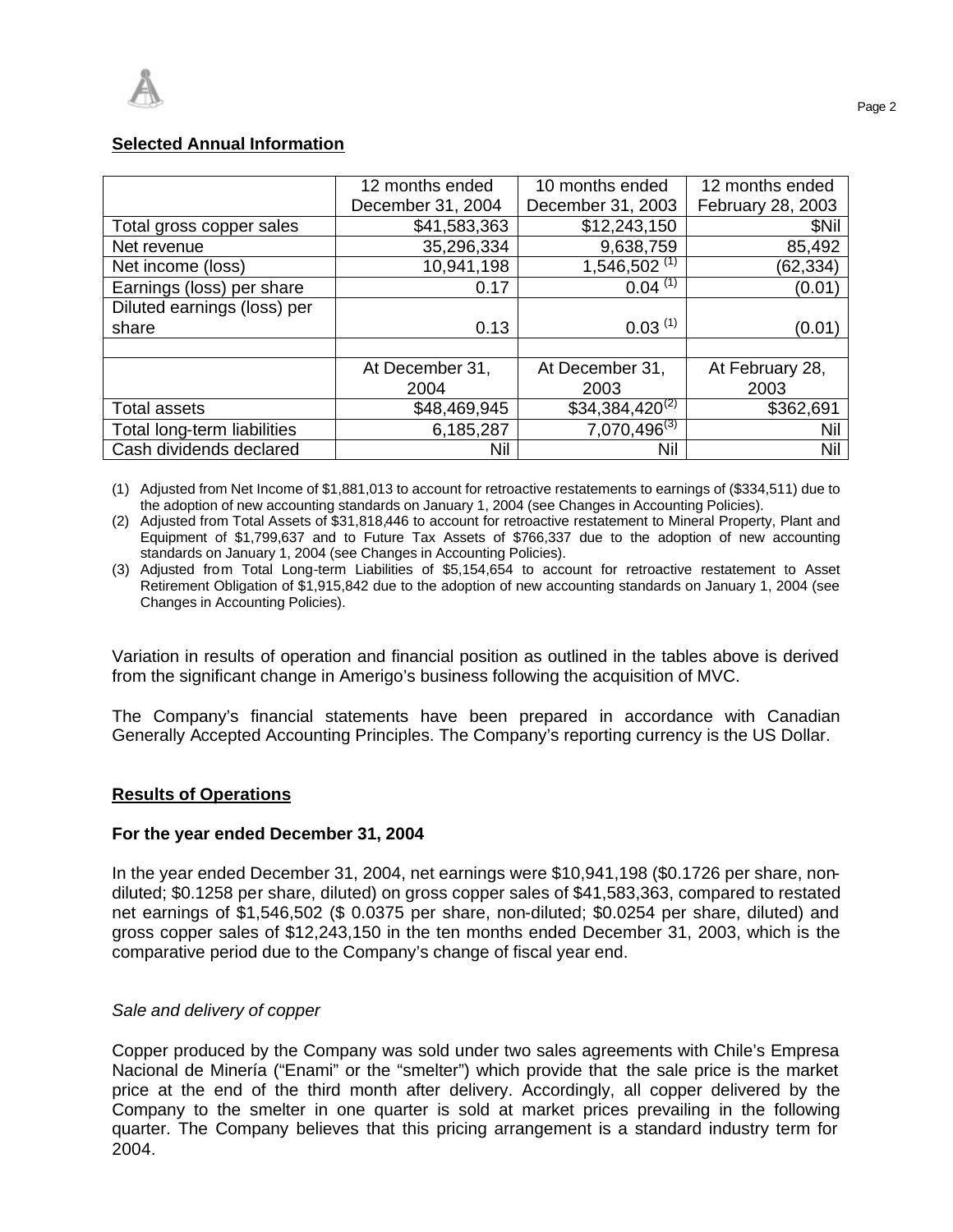## Selected Annual Information

| | 12 months ended December 31, 2004 | 10 months ended December 31, 2003 | 12 months ended February 28, 2003 |
|---|---|---|---|
| Total gross copper sales | $41,583,363 | $12,243,150 | $Nil |
| Net revenue | 35,296,334 | 9,638,759 | 85,492 |
| Net income (loss) | 10,941,198 | 1,546,502 (1) | (62,334) |
| Earnings (loss) per share | 0.17 | 0.04 (1) | (0.01) |
| Diluted earnings (loss) per share | 0.13 | 0.03 (1) | (0.01) |
| | | | |
| | At December 31, 2004 | At December 31, 2003 | At February 28, 2003 |
| Total assets | $48,469,945 | $34,384,420(2) | $362,691 |
| Total long-term liabilities | 6,185,287 | 7,070,496(3) | Nil |
| Cash dividends declared | Nil | Nil | Nil |

(1) Adjusted from Net Income of $1,881,013 to account for retroactive restatements to earnings of ($334,511) due to the adoption of new accounting standards on January 1, 2004 (see Changes in Accounting Policies).

(2) Adjusted from Total Assets of $31,818,446 to account for retroactive restatement to Mineral Property, Plant and Equipment of $1,799,637 and to Future Tax Assets of $766,337 due to the adoption of new accounting standards on January 1, 2004 (see Changes in Accounting Policies).

(3) Adjusted from Total Long-term Liabilities of $5,154,654 to account for retroactive restatement to Asset Retirement Obligation of $1,915,842 due to the adoption of new accounting standards on January 1, 2004 (see Changes in Accounting Policies).

Variation in results of operation and financial position as outlined in the tables above is derived from the significant change in Amerigo's business following the acquisition of MVC.

The Company's financial statements have been prepared in accordance with Canadian Generally Accepted Accounting Principles. The Company's reporting currency is the US Dollar.

## Results of Operations

### For the year ended December 31, 2004

In the year ended December 31, 2004, net earnings were $10,941,198 ($0.1726 per share, non-diluted; $0.1258 per share, diluted) on gross copper sales of $41,583,363, compared to restated net earnings of $1,546,502 ($ 0.0375 per share, non-diluted; $0.0254 per share, diluted) and gross copper sales of $12,243,150 in the ten months ended December 31, 2003, which is the comparative period due to the Company's change of fiscal year end.

*Sale and delivery of copper*

Copper produced by the Company was sold under two sales agreements with Chile's Empresa Nacional de Minería ("Enami" or the "smelter") which provide that the sale price is the market price at the end of the third month after delivery. Accordingly, all copper delivered by the Company to the smelter in one quarter is sold at market prices prevailing in the following quarter. The Company believes that this pricing arrangement is a standard industry term for 2004.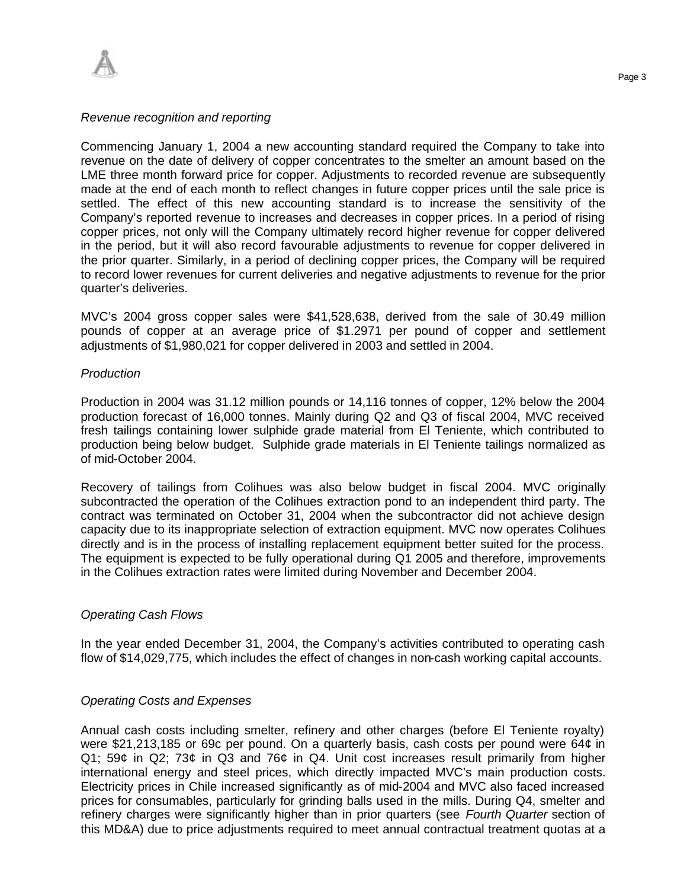*Revenue recognition and reporting*

Commencing January 1, 2004 a new accounting standard required the Company to take into revenue on the date of delivery of copper concentrates to the smelter an amount based on the LME three month forward price for copper. Adjustments to recorded revenue are subsequently made at the end of each month to reflect changes in future copper prices until the sale price is settled. The effect of this new accounting standard is to increase the sensitivity of the Company's reported revenue to increases and decreases in copper prices. In a period of rising copper prices, not only will the Company ultimately record higher revenue for copper delivered in the period, but it will also record favourable adjustments to revenue for copper delivered in the prior quarter. Similarly, in a period of declining copper prices, the Company will be required to record lower revenues for current deliveries and negative adjustments to revenue for the prior quarter's deliveries.

MVC's 2004 gross copper sales were $41,528,638, derived from the sale of 30.49 million pounds of copper at an average price of $1.2971 per pound of copper and settlement adjustments of $1,980,021 for copper delivered in 2003 and settled in 2004.

*Production*

Production in 2004 was 31.12 million pounds or 14,116 tonnes of copper, 12% below the 2004 production forecast of 16,000 tonnes. Mainly during Q2 and Q3 of fiscal 2004, MVC received fresh tailings containing lower sulphide grade material from El Teniente, which contributed to production being below budget. Sulphide grade materials in El Teniente tailings normalized as of mid-October 2004.

Recovery of tailings from Colihues was also below budget in fiscal 2004. MVC originally subcontracted the operation of the Colihues extraction pond to an independent third party. The contract was terminated on October 31, 2004 when the subcontractor did not achieve design capacity due to its inappropriate selection of extraction equipment. MVC now operates Colihues directly and is in the process of installing replacement equipment better suited for the process. The equipment is expected to be fully operational during Q1 2005 and therefore, improvements in the Colihues extraction rates were limited during November and December 2004.

*Operating Cash Flows*

In the year ended December 31, 2004, the Company's activities contributed to operating cash flow of $14,029,775, which includes the effect of changes in non-cash working capital accounts.

*Operating Costs and Expenses*

Annual cash costs including smelter, refinery and other charges (before El Teniente royalty) were $21,213,185 or 69c per pound. On a quarterly basis, cash costs per pound were 64¢ in Q1; 59¢ in Q2; 73¢ in Q3 and 76¢ in Q4. Unit cost increases result primarily from higher international energy and steel prices, which directly impacted MVC's main production costs. Electricity prices in Chile increased significantly as of mid-2004 and MVC also faced increased prices for consumables, particularly for grinding balls used in the mills. During Q4, smelter and refinery charges were significantly higher than in prior quarters (see *Fourth Quarter* section of this MD&A) due to price adjustments required to meet annual contractual treatment quotas at a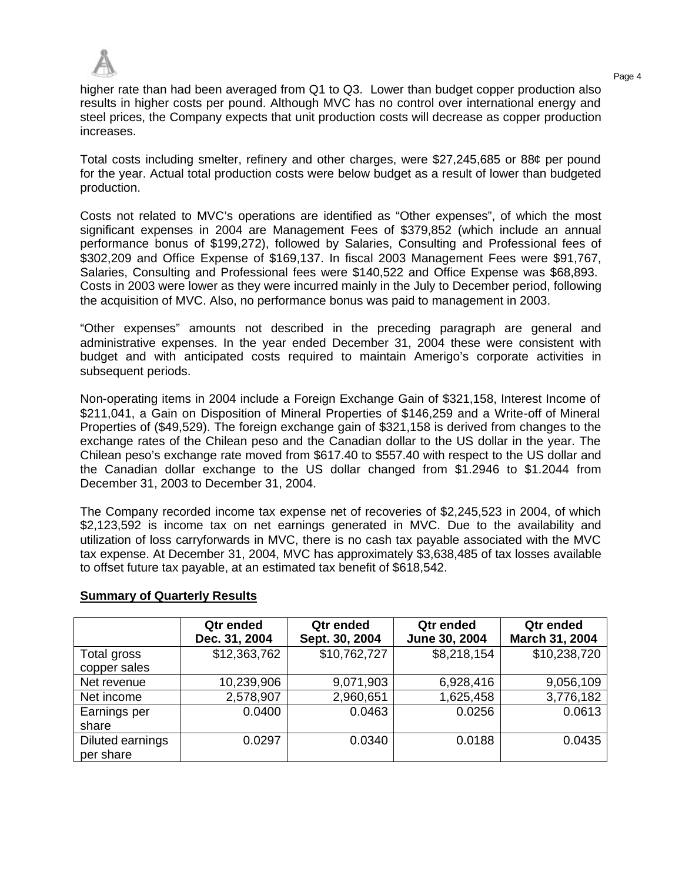higher rate than had been averaged from Q1 to Q3. Lower than budget copper production also results in higher costs per pound. Although MVC has no control over international energy and steel prices, the Company expects that unit production costs will decrease as copper production increases.

Total costs including smelter, refinery and other charges, were $27,245,685 or 88¢ per pound for the year. Actual total production costs were below budget as a result of lower than budgeted production.

Costs not related to MVC's operations are identified as "Other expenses", of which the most significant expenses in 2004 are Management Fees of $379,852 (which include an annual performance bonus of $199,272), followed by Salaries, Consulting and Professional fees of $302,209 and Office Expense of $169,137. In fiscal 2003 Management Fees were $91,767, Salaries, Consulting and Professional fees were $140,522 and Office Expense was $68,893. Costs in 2003 were lower as they were incurred mainly in the July to December period, following the acquisition of MVC. Also, no performance bonus was paid to management in 2003.

"Other expenses" amounts not described in the preceding paragraph are general and administrative expenses. In the year ended December 31, 2004 these were consistent with budget and with anticipated costs required to maintain Amerigo's corporate activities in subsequent periods.

Non-operating items in 2004 include a Foreign Exchange Gain of $321,158, Interest Income of $211,041, a Gain on Disposition of Mineral Properties of $146,259 and a Write-off of Mineral Properties of ($49,529). The foreign exchange gain of $321,158 is derived from changes to the exchange rates of the Chilean peso and the Canadian dollar to the US dollar in the year. The Chilean peso's exchange rate moved from $617.40 to $557.40 with respect to the US dollar and the Canadian dollar exchange to the US dollar changed from $1.2946 to $1.2044 from December 31, 2003 to December 31, 2004.

The Company recorded income tax expense net of recoveries of $2,245,523 in 2004, of which $2,123,592 is income tax on net earnings generated in MVC. Due to the availability and utilization of loss carryforwards in MVC, there is no cash tax payable associated with the MVC tax expense. At December 31, 2004, MVC has approximately $3,638,485 of tax losses available to offset future tax payable, at an estimated tax benefit of $618,542.

**Summary of Quarterly Results**

| | Qtr ended Dec. 31, 2004 | Qtr ended Sept. 30, 2004 | Qtr ended June 30, 2004 | Qtr ended March 31, 2004 |
|---|---|---|---|---|
| Total gross copper sales | $12,363,762 | $10,762,727 | $8,218,154 | $10,238,720 |
| Net revenue | 10,239,906 | 9,071,903 | 6,928,416 | 9,056,109 |
| Net income | 2,578,907 | 2,960,651 | 1,625,458 | 3,776,182 |
| Earnings per share | 0.0400 | 0.0463 | 0.0256 | 0.0613 |
| Diluted earnings per share | 0.0297 | 0.0340 | 0.0188 | 0.0435 |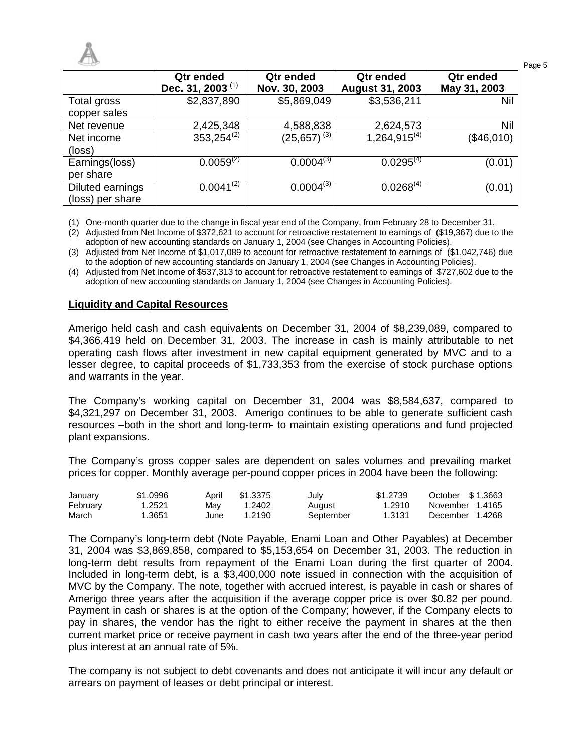| | Qtr ended Dec. 31, 2003 (1) | Qtr ended Nov. 30, 2003 | Qtr ended August 31, 2003 | Qtr ended May 31, 2003 |
|---|---|---|---|---|
| Total gross copper sales | $2,837,890 | $5,869,049 | $3,536,211 | Nil |
| Net revenue | 2,425,348 | 4,588,838 | 2,624,573 | Nil |
| Net income (loss) | 353,254(2) | (25,657) (3) | 1,264,915(4) | ($46,010) |
| Earnings(loss) per share | 0.0059(2) | 0.0004(3) | 0.0295(4) | (0.01) |
| Diluted earnings (loss) per share | 0.0041(2) | 0.0004(3) | 0.0268(4) | (0.01) |

(1) One-month quarter due to the change in fiscal year end of the Company, from February 28 to December 31.

(2) Adjusted from Net Income of $372,621 to account for retroactive restatement to earnings of ($19,367) due to the adoption of new accounting standards on January 1, 2004 (see Changes in Accounting Policies).

(3) Adjusted from Net Income of $1,017,089 to account for retroactive restatement to earnings of ($1,042,746) due to the adoption of new accounting standards on January 1, 2004 (see Changes in Accounting Policies).

(4) Adjusted from Net Income of $537,313 to account for retroactive restatement to earnings of $727,602 due to the adoption of new accounting standards on January 1, 2004 (see Changes in Accounting Policies).

## Liquidity and Capital Resources

Amerigo held cash and cash equivalents on December 31, 2004 of $8,239,089, compared to $4,366,419 held on December 31, 2003. The increase in cash is mainly attributable to net operating cash flows after investment in new capital equipment generated by MVC and to a lesser degree, to capital proceeds of $1,733,353 from the exercise of stock purchase options and warrants in the year.

The Company's working capital on December 31, 2004 was $8,584,637, compared to $4,321,297 on December 31, 2003. Amerigo continues to be able to generate sufficient cash resources –both in the short and long-term- to maintain existing operations and fund projected plant expansions.

The Company's gross copper sales are dependent on sales volumes and prevailing market prices for copper. Monthly average per-pound copper prices in 2004 have been the following:

| | | | | | | | |
|---|---|---|---|---|---|---|---|
| January | $1.0996 | April | $1.3375 | July | $1.2739 | October | $ 1.3663 |
| February | 1.2521 | May | 1.2402 | August | 1.2910 | November | 1.4165 |
| March | 1.3651 | June | 1.2190 | September | 1.3131 | December | 1.4268 |

The Company's long-term debt (Note Payable, Enami Loan and Other Payables) at December 31, 2004 was $3,869,858, compared to $5,153,654 on December 31, 2003. The reduction in long-term debt results from repayment of the Enami Loan during the first quarter of 2004. Included in long-term debt, is a $3,400,000 note issued in connection with the acquisition of MVC by the Company. The note, together with accrued interest, is payable in cash or shares of Amerigo three years after the acquisition if the average copper price is over $0.82 per pound. Payment in cash or shares is at the option of the Company; however, if the Company elects to pay in shares, the vendor has the right to either receive the payment in shares at the then current market price or receive payment in cash two years after the end of the three-year period plus interest at an annual rate of 5%.

The company is not subject to debt covenants and does not anticipate it will incur any default or arrears on payment of leases or debt principal or interest.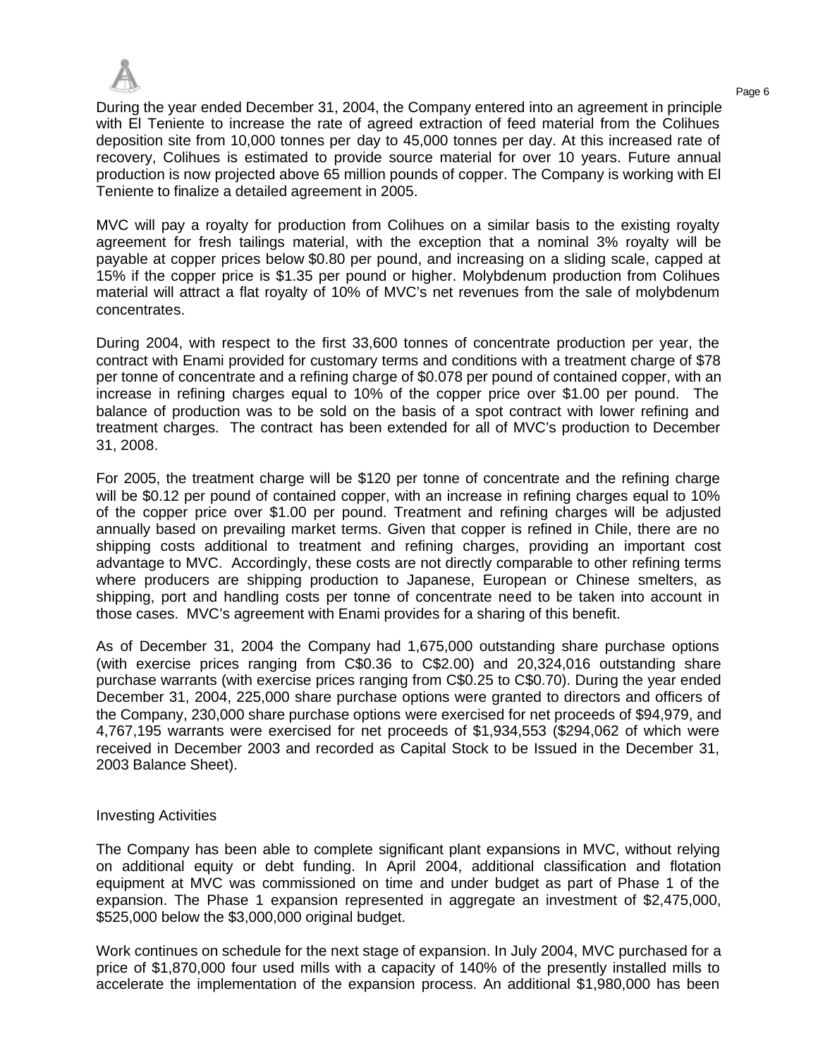During the year ended December 31, 2004, the Company entered into an agreement in principle with El Teniente to increase the rate of agreed extraction of feed material from the Colihues deposition site from 10,000 tonnes per day to 45,000 tonnes per day. At this increased rate of recovery, Colihues is estimated to provide source material for over 10 years. Future annual production is now projected above 65 million pounds of copper. The Company is working with El Teniente to finalize a detailed agreement in 2005.

MVC will pay a royalty for production from Colihues on a similar basis to the existing royalty agreement for fresh tailings material, with the exception that a nominal 3% royalty will be payable at copper prices below $0.80 per pound, and increasing on a sliding scale, capped at 15% if the copper price is $1.35 per pound or higher. Molybdenum production from Colihues material will attract a flat royalty of 10% of MVC's net revenues from the sale of molybdenum concentrates.

During 2004, with respect to the first 33,600 tonnes of concentrate production per year, the contract with Enami provided for customary terms and conditions with a treatment charge of $78 per tonne of concentrate and a refining charge of $0.078 per pound of contained copper, with an increase in refining charges equal to 10% of the copper price over $1.00 per pound. The balance of production was to be sold on the basis of a spot contract with lower refining and treatment charges. The contract has been extended for all of MVC's production to December 31, 2008.

For 2005, the treatment charge will be $120 per tonne of concentrate and the refining charge will be $0.12 per pound of contained copper, with an increase in refining charges equal to 10% of the copper price over $1.00 per pound. Treatment and refining charges will be adjusted annually based on prevailing market terms. Given that copper is refined in Chile, there are no shipping costs additional to treatment and refining charges, providing an important cost advantage to MVC. Accordingly, these costs are not directly comparable to other refining terms where producers are shipping production to Japanese, European or Chinese smelters, as shipping, port and handling costs per tonne of concentrate need to be taken into account in those cases. MVC's agreement with Enami provides for a sharing of this benefit.

As of December 31, 2004 the Company had 1,675,000 outstanding share purchase options (with exercise prices ranging from C$0.36 to C$2.00) and 20,324,016 outstanding share purchase warrants (with exercise prices ranging from C$0.25 to C$0.70). During the year ended December 31, 2004, 225,000 share purchase options were granted to directors and officers of the Company, 230,000 share purchase options were exercised for net proceeds of $94,979, and 4,767,195 warrants were exercised for net proceeds of $1,934,553 ($294,062 of which were received in December 2003 and recorded as Capital Stock to be Issued in the December 31, 2003 Balance Sheet).

Investing Activities

The Company has been able to complete significant plant expansions in MVC, without relying on additional equity or debt funding. In April 2004, additional classification and flotation equipment at MVC was commissioned on time and under budget as part of Phase 1 of the expansion. The Phase 1 expansion represented in aggregate an investment of $2,475,000, $525,000 below the $3,000,000 original budget.

Work continues on schedule for the next stage of expansion. In July 2004, MVC purchased for a price of $1,870,000 four used mills with a capacity of 140% of the presently installed mills to accelerate the implementation of the expansion process. An additional $1,980,000 has been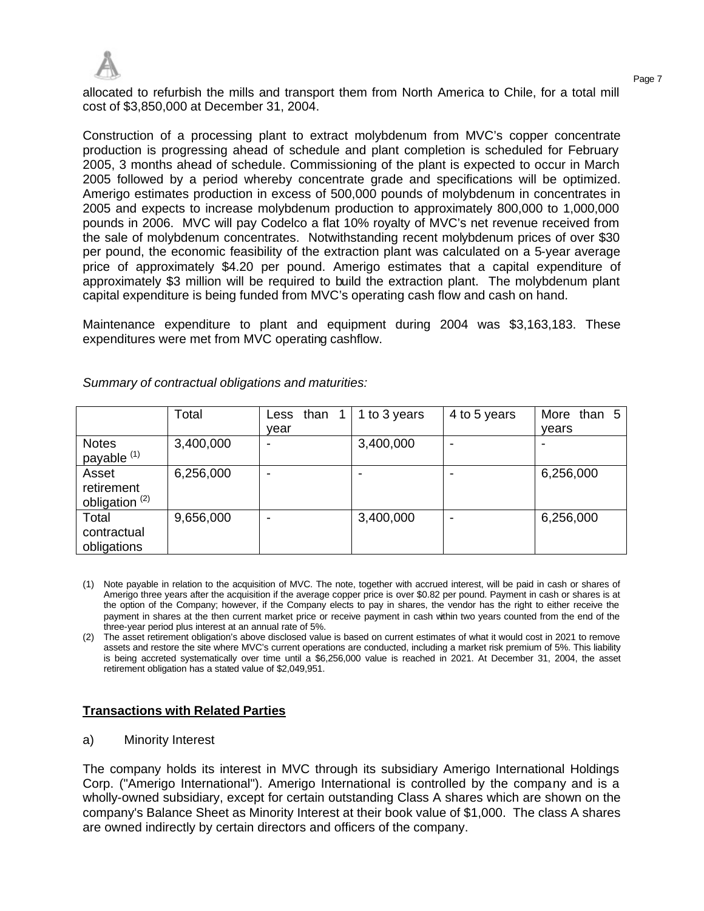allocated to refurbish the mills and transport them from North America to Chile, for a total mill cost of $3,850,000 at December 31, 2004.

Construction of a processing plant to extract molybdenum from MVC's copper concentrate production is progressing ahead of schedule and plant completion is scheduled for February 2005, 3 months ahead of schedule. Commissioning of the plant is expected to occur in March 2005 followed by a period whereby concentrate grade and specifications will be optimized. Amerigo estimates production in excess of 500,000 pounds of molybdenum in concentrates in 2005 and expects to increase molybdenum production to approximately 800,000 to 1,000,000 pounds in 2006. MVC will pay Codelco a flat 10% royalty of MVC's net revenue received from the sale of molybdenum concentrates. Notwithstanding recent molybdenum prices of over $30 per pound, the economic feasibility of the extraction plant was calculated on a 5-year average price of approximately $4.20 per pound. Amerigo estimates that a capital expenditure of approximately $3 million will be required to build the extraction plant. The molybdenum plant capital expenditure is being funded from MVC's operating cash flow and cash on hand.

Maintenance expenditure to plant and equipment during 2004 was $3,163,183. These expenditures were met from MVC operating cashflow.

*Summary of contractual obligations and maturities:*

| | Total | Less than 1 year | 1 to 3 years | 4 to 5 years | More than 5 years |
|---|---|---|---|---|---|
| Notes payable [1] | 3,400,000 | - | 3,400,000 | - | - |
| Asset retirement obligation [2] | 6,256,000 | - | - | - | 6,256,000 |
| Total contractual obligations | 9,656,000 | - | 3,400,000 | - | 6,256,000 |

(1) Note payable in relation to the acquisition of MVC. The note, together with accrued interest, will be paid in cash or shares of Amerigo three years after the acquisition if the average copper price is over $0.82 per pound. Payment in cash or shares is at the option of the Company; however, if the Company elects to pay in shares, the vendor has the right to either receive the payment in shares at the then current market price or receive payment in cash within two years counted from the end of the three-year period plus interest at an annual rate of 5%.

(2) The asset retirement obligation's above disclosed value is based on current estimates of what it would cost in 2021 to remove assets and restore the site where MVC's current operations are conducted, including a market risk premium of 5%. This liability is being accreted systematically over time until a $6,256,000 value is reached in 2021. At December 31, 2004, the asset retirement obligation has a stated value of $2,049,951.

## Transactions with Related Parties

a) Minority Interest

The company holds its interest in MVC through its subsidiary Amerigo International Holdings Corp. ("Amerigo International"). Amerigo International is controlled by the company and is a wholly-owned subsidiary, except for certain outstanding Class A shares which are shown on the company's Balance Sheet as Minority Interest at their book value of $1,000. The class A shares are owned indirectly by certain directors and officers of the company.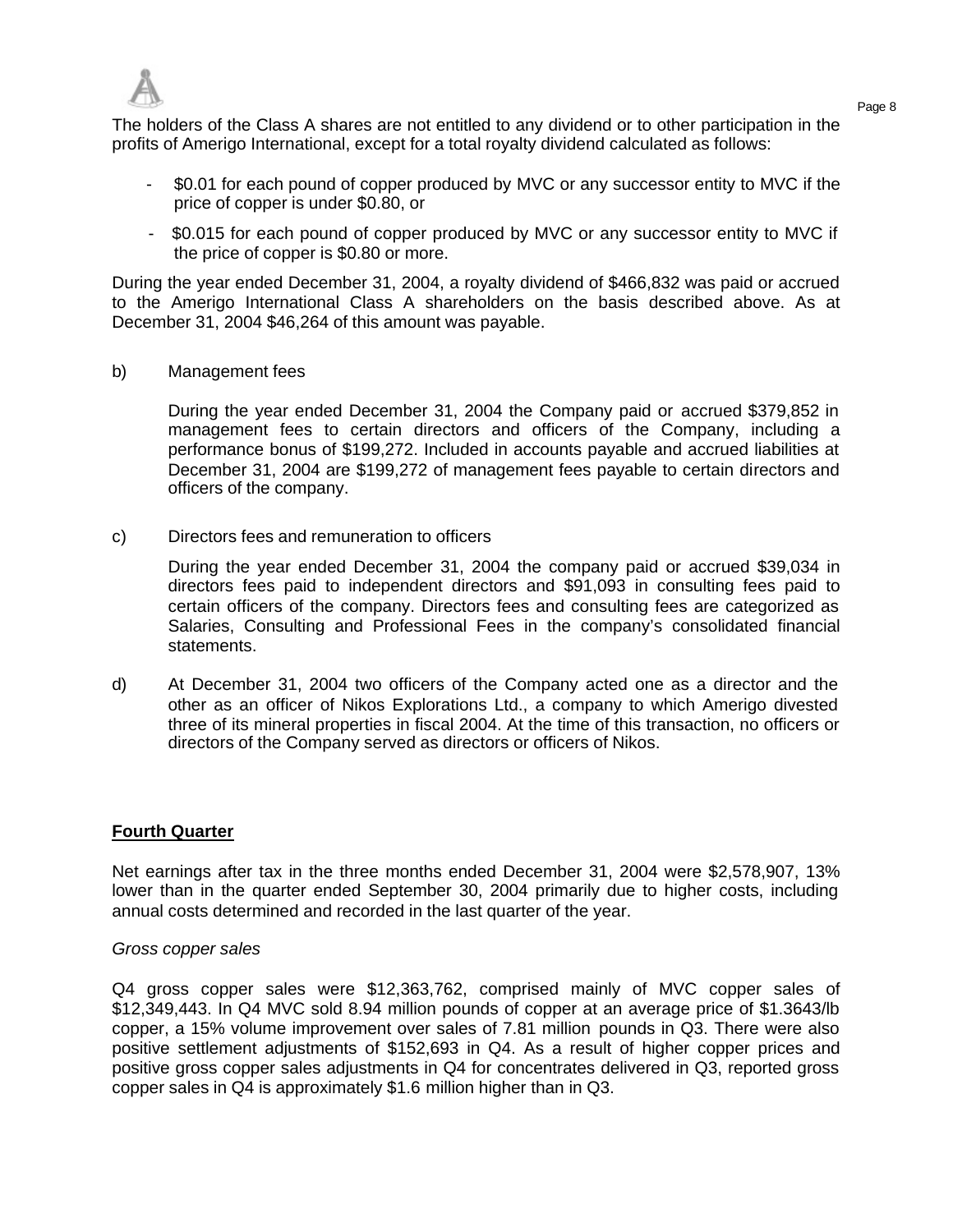The holders of the Class A shares are not entitled to any dividend or to other participation in the profits of Amerigo International, except for a total royalty dividend calculated as follows:

- $0.01 for each pound of copper produced by MVC or any successor entity to MVC if the price of copper is under $0.80, or
- $0.015 for each pound of copper produced by MVC or any successor entity to MVC if the price of copper is $0.80 or more.

During the year ended December 31, 2004, a royalty dividend of $466,832 was paid or accrued to the Amerigo International Class A shareholders on the basis described above. As at December 31, 2004 $46,264 of this amount was payable.

b) Management fees

During the year ended December 31, 2004 the Company paid or accrued $379,852 in management fees to certain directors and officers of the Company, including a performance bonus of $199,272. Included in accounts payable and accrued liabilities at December 31, 2004 are $199,272 of management fees payable to certain directors and officers of the company.

c) Directors fees and remuneration to officers

During the year ended December 31, 2004 the company paid or accrued $39,034 in directors fees paid to independent directors and $91,093 in consulting fees paid to certain officers of the company. Directors fees and consulting fees are categorized as Salaries, Consulting and Professional Fees in the company's consolidated financial statements.

d) At December 31, 2004 two officers of the Company acted one as a director and the other as an officer of Nikos Explorations Ltd., a company to which Amerigo divested three of its mineral properties in fiscal 2004. At the time of this transaction, no officers or directors of the Company served as directors or officers of Nikos.

**<u>Fourth Quarter</u>**

Net earnings after tax in the three months ended December 31, 2004 were $2,578,907, 13% lower than in the quarter ended September 30, 2004 primarily due to higher costs, including annual costs determined and recorded in the last quarter of the year.

*Gross copper sales*

Q4 gross copper sales were $12,363,762, comprised mainly of MVC copper sales of $12,349,443. In Q4 MVC sold 8.94 million pounds of copper at an average price of $1.3643/lb copper, a 15% volume improvement over sales of 7.81 million pounds in Q3. There were also positive settlement adjustments of $152,693 in Q4. As a result of higher copper prices and positive gross copper sales adjustments in Q4 for concentrates delivered in Q3, reported gross copper sales in Q4 is approximately $1.6 million higher than in Q3.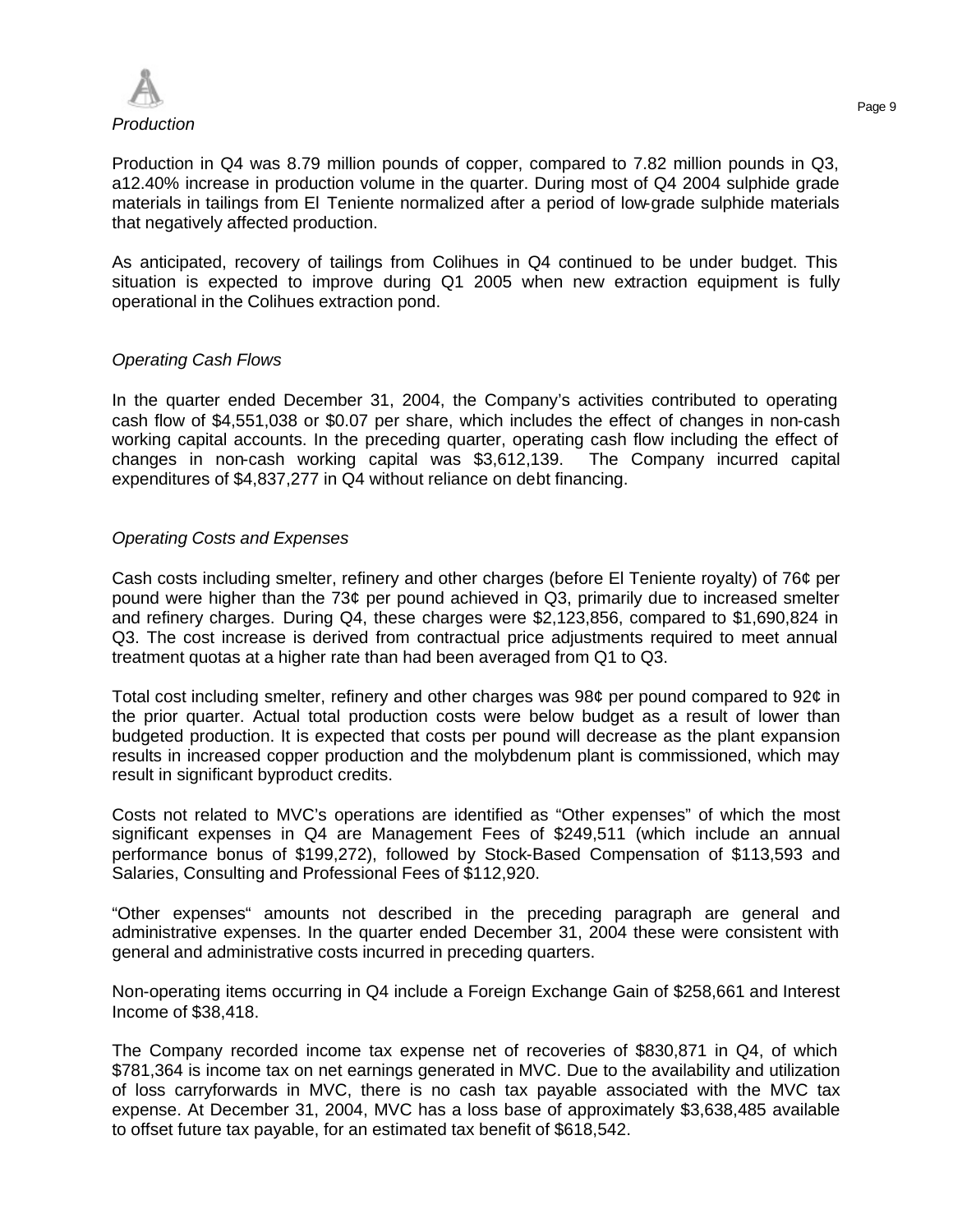*Production*

Production in Q4 was 8.79 million pounds of copper, compared to 7.82 million pounds in Q3, a12.40% increase in production volume in the quarter. During most of Q4 2004 sulphide grade materials in tailings from El Teniente normalized after a period of low-grade sulphide materials that negatively affected production.

As anticipated, recovery of tailings from Colihues in Q4 continued to be under budget. This situation is expected to improve during Q1 2005 when new extraction equipment is fully operational in the Colihues extraction pond.

*Operating Cash Flows*

In the quarter ended December 31, 2004, the Company's activities contributed to operating cash flow of $4,551,038 or $0.07 per share, which includes the effect of changes in non-cash working capital accounts. In the preceding quarter, operating cash flow including the effect of changes in non-cash working capital was $3,612,139. The Company incurred capital expenditures of $4,837,277 in Q4 without reliance on debt financing.

*Operating Costs and Expenses*

Cash costs including smelter, refinery and other charges (before El Teniente royalty) of 76¢ per pound were higher than the 73¢ per pound achieved in Q3, primarily due to increased smelter and refinery charges. During Q4, these charges were $2,123,856, compared to $1,690,824 in Q3. The cost increase is derived from contractual price adjustments required to meet annual treatment quotas at a higher rate than had been averaged from Q1 to Q3.

Total cost including smelter, refinery and other charges was 98¢ per pound compared to 92¢ in the prior quarter. Actual total production costs were below budget as a result of lower than budgeted production. It is expected that costs per pound will decrease as the plant expansion results in increased copper production and the molybdenum plant is commissioned, which may result in significant byproduct credits.

Costs not related to MVC's operations are identified as "Other expenses" of which the most significant expenses in Q4 are Management Fees of $249,511 (which include an annual performance bonus of $199,272), followed by Stock-Based Compensation of $113,593 and Salaries, Consulting and Professional Fees of $112,920.

"Other expenses" amounts not described in the preceding paragraph are general and administrative expenses. In the quarter ended December 31, 2004 these were consistent with general and administrative costs incurred in preceding quarters.

Non-operating items occurring in Q4 include a Foreign Exchange Gain of $258,661 and Interest Income of $38,418.

The Company recorded income tax expense net of recoveries of $830,871 in Q4, of which $781,364 is income tax on net earnings generated in MVC. Due to the availability and utilization of loss carryforwards in MVC, there is no cash tax payable associated with the MVC tax expense. At December 31, 2004, MVC has a loss base of approximately $3,638,485 available to offset future tax payable, for an estimated tax benefit of $618,542.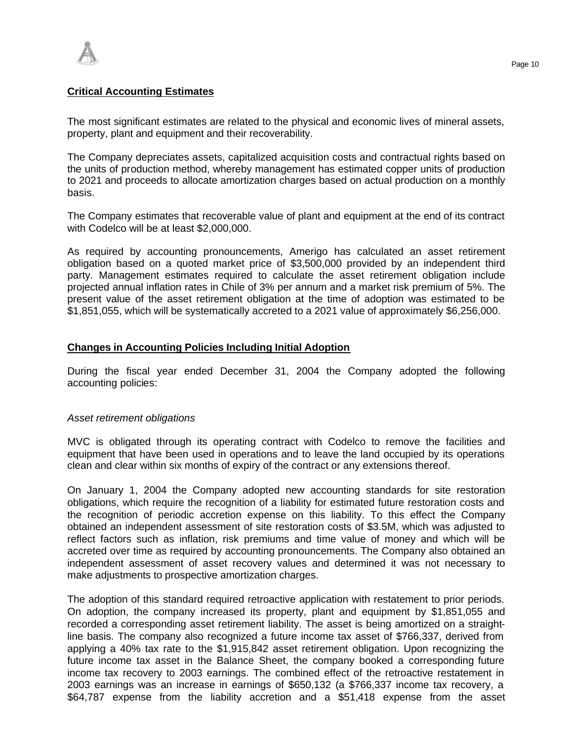## Critical Accounting Estimates

The most significant estimates are related to the physical and economic lives of mineral assets, property, plant and equipment and their recoverability.

The Company depreciates assets, capitalized acquisition costs and contractual rights based on the units of production method, whereby management has estimated copper units of production to 2021 and proceeds to allocate amortization charges based on actual production on a monthly basis.

The Company estimates that recoverable value of plant and equipment at the end of its contract with Codelco will be at least $2,000,000.

As required by accounting pronouncements, Amerigo has calculated an asset retirement obligation based on a quoted market price of $3,500,000 provided by an independent third party. Management estimates required to calculate the asset retirement obligation include projected annual inflation rates in Chile of 3% per annum and a market risk premium of 5%. The present value of the asset retirement obligation at the time of adoption was estimated to be $1,851,055, which will be systematically accreted to a 2021 value of approximately $6,256,000.

## Changes in Accounting Policies Including Initial Adoption

During the fiscal year ended December 31, 2004 the Company adopted the following accounting policies:

*Asset retirement obligations*

MVC is obligated through its operating contract with Codelco to remove the facilities and equipment that have been used in operations and to leave the land occupied by its operations clean and clear within six months of expiry of the contract or any extensions thereof.

On January 1, 2004 the Company adopted new accounting standards for site restoration obligations, which require the recognition of a liability for estimated future restoration costs and the recognition of periodic accretion expense on this liability. To this effect the Company obtained an independent assessment of site restoration costs of $3.5M, which was adjusted to reflect factors such as inflation, risk premiums and time value of money and which will be accreted over time as required by accounting pronouncements. The Company also obtained an independent assessment of asset recovery values and determined it was not necessary to make adjustments to prospective amortization charges.

The adoption of this standard required retroactive application with restatement to prior periods. On adoption, the company increased its property, plant and equipment by $1,851,055 and recorded a corresponding asset retirement liability. The asset is being amortized on a straight-line basis. The company also recognized a future income tax asset of $766,337, derived from applying a 40% tax rate to the $1,915,842 asset retirement obligation. Upon recognizing the future income tax asset in the Balance Sheet, the company booked a corresponding future income tax recovery to 2003 earnings. The combined effect of the retroactive restatement in 2003 earnings was an increase in earnings of $650,132 (a $766,337 income tax recovery, a $64,787 expense from the liability accretion and a $51,418 expense from the asset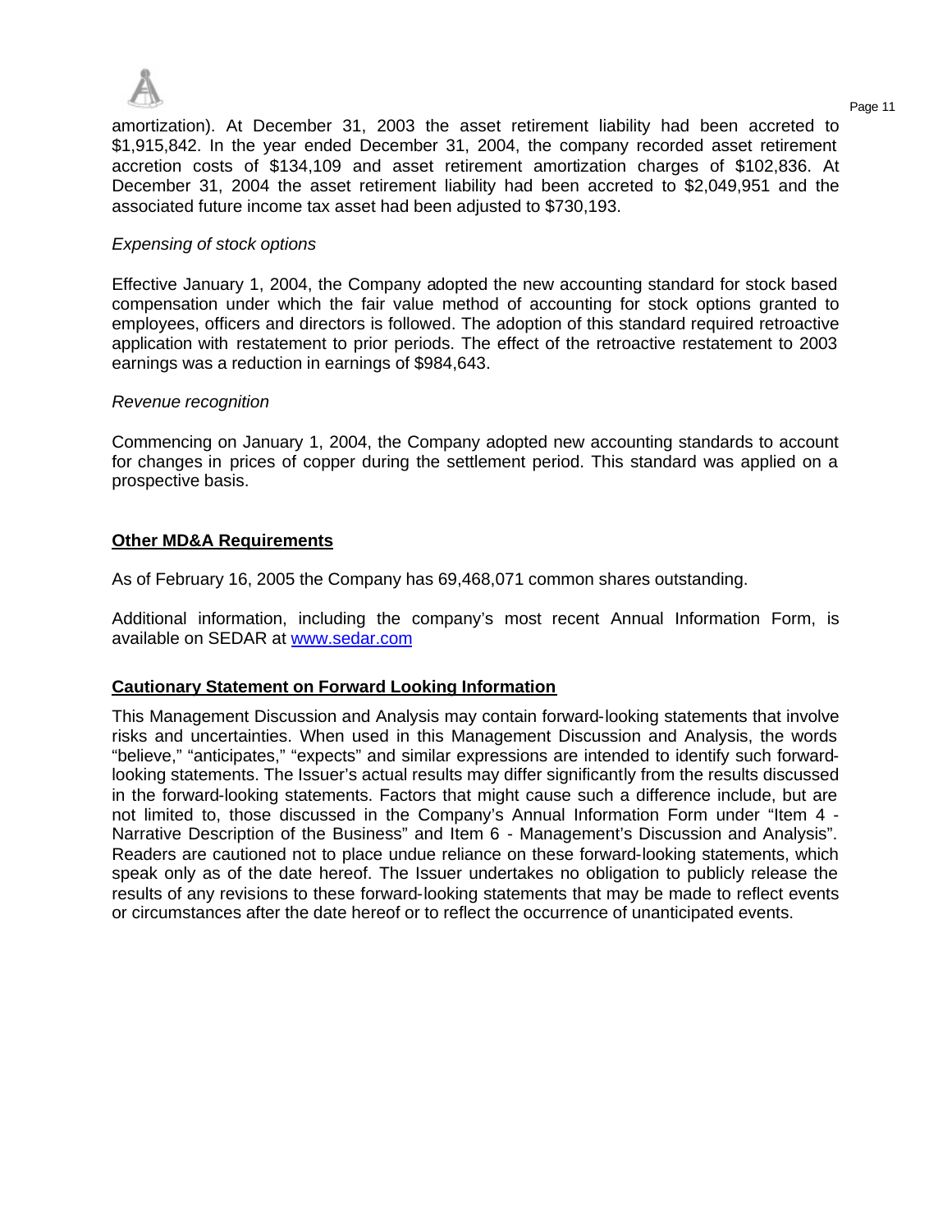amortization). At December 31, 2003 the asset retirement liability had been accreted to $1,915,842. In the year ended December 31, 2004, the company recorded asset retirement accretion costs of $134,109 and asset retirement amortization charges of $102,836. At December 31, 2004 the asset retirement liability had been accreted to $2,049,951 and the associated future income tax asset had been adjusted to $730,193.

*Expensing of stock options*

Effective January 1, 2004, the Company adopted the new accounting standard for stock based compensation under which the fair value method of accounting for stock options granted to employees, officers and directors is followed. The adoption of this standard required retroactive application with restatement to prior periods. The effect of the retroactive restatement to 2003 earnings was a reduction in earnings of $984,643.

*Revenue recognition*

Commencing on January 1, 2004, the Company adopted new accounting standards to account for changes in prices of copper during the settlement period. This standard was applied on a prospective basis.

## Other MD&A Requirements

As of February 16, 2005 the Company has 69,468,071 common shares outstanding.

Additional information, including the company's most recent Annual Information Form, is available on SEDAR at [www.sedar.com](http://www.sedar.com)

## Cautionary Statement on Forward Looking Information

This Management Discussion and Analysis may contain forward-looking statements that involve risks and uncertainties. When used in this Management Discussion and Analysis, the words "believe," "anticipates," "expects" and similar expressions are intended to identify such forward-looking statements. The Issuer's actual results may differ significantly from the results discussed in the forward-looking statements. Factors that might cause such a difference include, but are not limited to, those discussed in the Company's Annual Information Form under "Item 4 - Narrative Description of the Business" and Item 6 - Management's Discussion and Analysis". Readers are cautioned not to place undue reliance on these forward-looking statements, which speak only as of the date hereof. The Issuer undertakes no obligation to publicly release the results of any revisions to these forward-looking statements that may be made to reflect events or circumstances after the date hereof or to reflect the occurrence of unanticipated events.